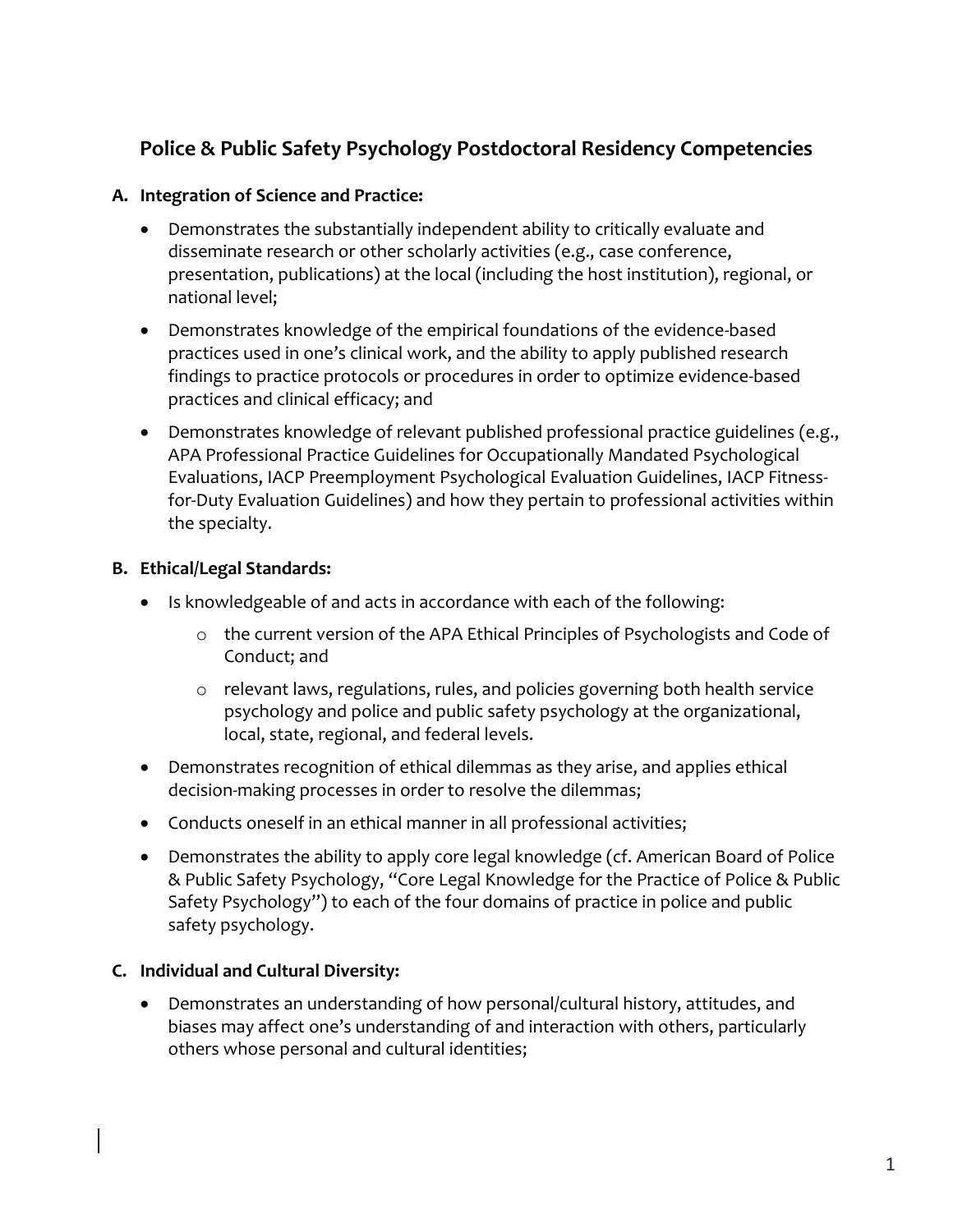## Police & Public Safety Psychology Postdoctoral Residency Competencies

**A. Integration of Science and Practice:**

- Demonstrates the substantially independent ability to critically evaluate and disseminate research or other scholarly activities (e.g., case conference, presentation, publications) at the local (including the host institution), regional, or national level;
- Demonstrates knowledge of the empirical foundations of the evidence-based practices used in one's clinical work, and the ability to apply published research findings to practice protocols or procedures in order to optimize evidence-based practices and clinical efficacy; and
- Demonstrates knowledge of relevant published professional practice guidelines (e.g., APA Professional Practice Guidelines for Occupationally Mandated Psychological Evaluations, IACP Preemployment Psychological Evaluation Guidelines, IACP Fitness-for-Duty Evaluation Guidelines) and how they pertain to professional activities within the specialty.

**B. Ethical/Legal Standards:**

- Is knowledgeable of and acts in accordance with each of the following:
    - the current version of the APA Ethical Principles of Psychologists and Code of Conduct; and
    - relevant laws, regulations, rules, and policies governing both health service psychology and police and public safety psychology at the organizational, local, state, regional, and federal levels.
- Demonstrates recognition of ethical dilemmas as they arise, and applies ethical decision-making processes in order to resolve the dilemmas;
- Conducts oneself in an ethical manner in all professional activities;
- Demonstrates the ability to apply core legal knowledge (cf. American Board of Police & Public Safety Psychology, "Core Legal Knowledge for the Practice of Police & Public Safety Psychology") to each of the four domains of practice in police and public safety psychology.

**C. Individual and Cultural Diversity:**

- Demonstrates an understanding of how personal/cultural history, attitudes, and biases may affect one's understanding of and interaction with others, particularly others whose personal and cultural identities;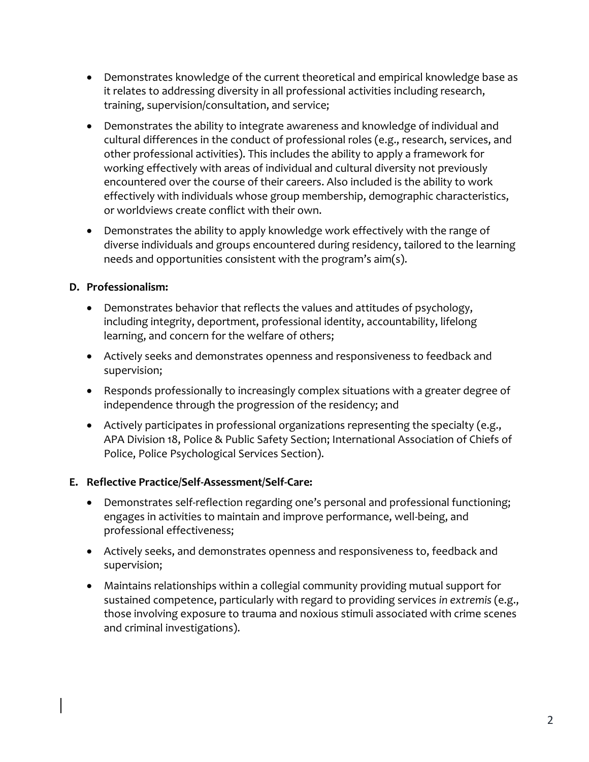- Demonstrates knowledge of the current theoretical and empirical knowledge base as it relates to addressing diversity in all professional activities including research, training, supervision/consultation, and service;
- Demonstrates the ability to integrate awareness and knowledge of individual and cultural differences in the conduct of professional roles (e.g., research, services, and other professional activities). This includes the ability to apply a framework for working effectively with areas of individual and cultural diversity not previously encountered over the course of their careers. Also included is the ability to work effectively with individuals whose group membership, demographic characteristics, or worldviews create conflict with their own.
- Demonstrates the ability to apply knowledge work effectively with the range of diverse individuals and groups encountered during residency, tailored to the learning needs and opportunities consistent with the program's aim(s).

**D. Professionalism:**

- Demonstrates behavior that reflects the values and attitudes of psychology, including integrity, deportment, professional identity, accountability, lifelong learning, and concern for the welfare of others;
- Actively seeks and demonstrates openness and responsiveness to feedback and supervision;
- Responds professionally to increasingly complex situations with a greater degree of independence through the progression of the residency; and
- Actively participates in professional organizations representing the specialty (e.g., APA Division 18, Police & Public Safety Section; International Association of Chiefs of Police, Police Psychological Services Section).

**E. Reflective Practice/Self-Assessment/Self-Care:**

- Demonstrates self-reflection regarding one's personal and professional functioning; engages in activities to maintain and improve performance, well-being, and professional effectiveness;
- Actively seeks, and demonstrates openness and responsiveness to, feedback and supervision;
- Maintains relationships within a collegial community providing mutual support for sustained competence, particularly with regard to providing services *in extremis* (e.g., those involving exposure to trauma and noxious stimuli associated with crime scenes and criminal investigations).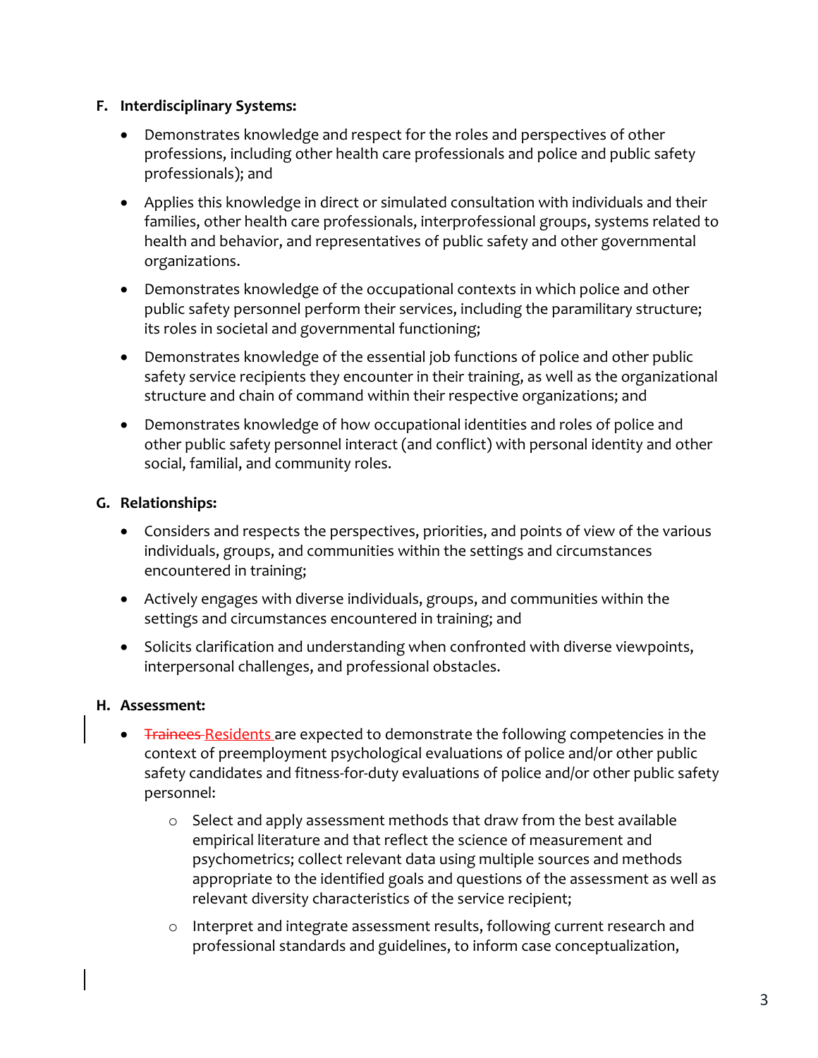**F. Interdisciplinary Systems:**

- Demonstrates knowledge and respect for the roles and perspectives of other professions, including other health care professionals and police and public safety professionals); and
- Applies this knowledge in direct or simulated consultation with individuals and their families, other health care professionals, interprofessional groups, systems related to health and behavior, and representatives of public safety and other governmental organizations.
- Demonstrates knowledge of the occupational contexts in which police and other public safety personnel perform their services, including the paramilitary structure; its roles in societal and governmental functioning;
- Demonstrates knowledge of the essential job functions of police and other public safety service recipients they encounter in their training, as well as the organizational structure and chain of command within their respective organizations; and
- Demonstrates knowledge of how occupational identities and roles of police and other public safety personnel interact (and conflict) with personal identity and other social, familial, and community roles.

**G. Relationships:**

- Considers and respects the perspectives, priorities, and points of view of the various individuals, groups, and communities within the settings and circumstances encountered in training;
- Actively engages with diverse individuals, groups, and communities within the settings and circumstances encountered in training; and
- Solicits clarification and understanding when confronted with diverse viewpoints, interpersonal challenges, and professional obstacles.

**H. Assessment:**

- ~~Trainees~~ Residents are expected to demonstrate the following competencies in the context of preemployment psychological evaluations of police and/or other public safety candidates and fitness-for-duty evaluations of police and/or other public safety personnel:
  - Select and apply assessment methods that draw from the best available empirical literature and that reflect the science of measurement and psychometrics; collect relevant data using multiple sources and methods appropriate to the identified goals and questions of the assessment as well as relevant diversity characteristics of the service recipient;
  - Interpret and integrate assessment results, following current research and professional standards and guidelines, to inform case conceptualization,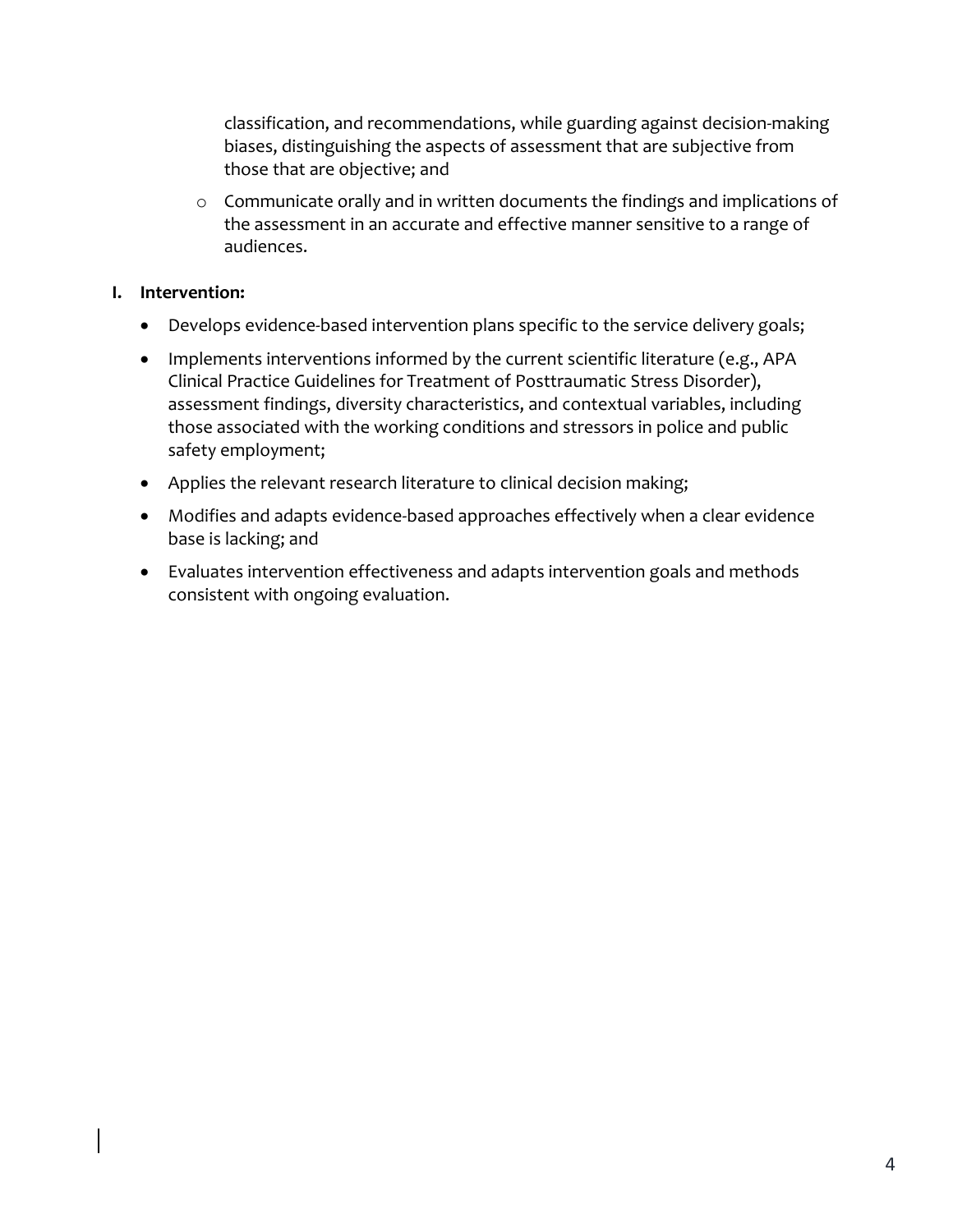classification, and recommendations, while guarding against decision-making biases, distinguishing the aspects of assessment that are subjective from those that are objective; and

- Communicate orally and in written documents the findings and implications of the assessment in an accurate and effective manner sensitive to a range of audiences.

**I. Intervention:**

- Develops evidence-based intervention plans specific to the service delivery goals;
- Implements interventions informed by the current scientific literature (e.g., APA Clinical Practice Guidelines for Treatment of Posttraumatic Stress Disorder), assessment findings, diversity characteristics, and contextual variables, including those associated with the working conditions and stressors in police and public safety employment;
- Applies the relevant research literature to clinical decision making;
- Modifies and adapts evidence-based approaches effectively when a clear evidence base is lacking; and
- Evaluates intervention effectiveness and adapts intervention goals and methods consistent with ongoing evaluation.